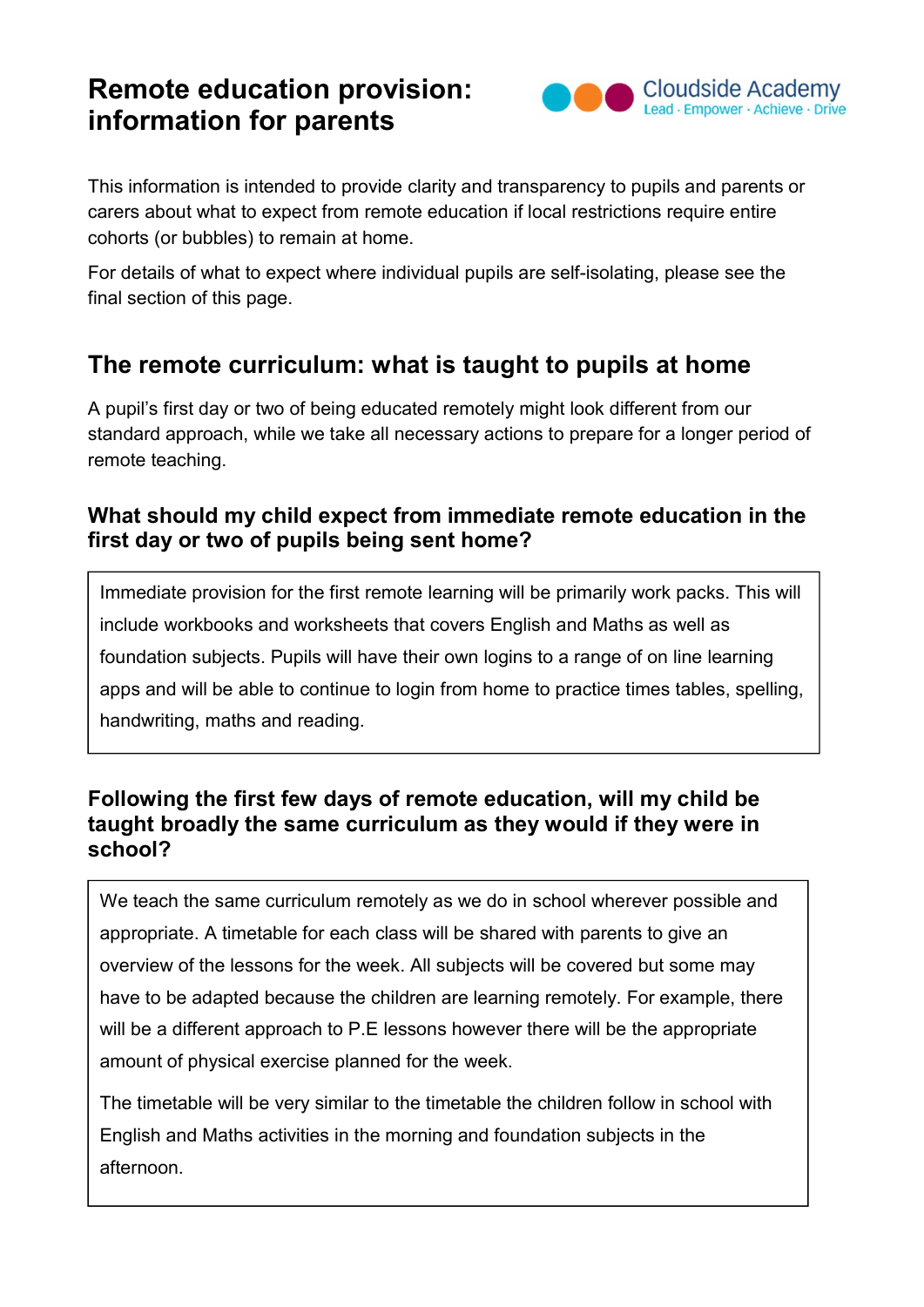# Remote education provision: information for parents

Cloudside Academy
Lead · Empower · Achieve · Drive

This information is intended to provide clarity and transparency to pupils and parents or carers about what to expect from remote education if local restrictions require entire cohorts (or bubbles) to remain at home.

For details of what to expect where individual pupils are self-isolating, please see the final section of this page.

## The remote curriculum: what is taught to pupils at home

A pupil's first day or two of being educated remotely might look different from our standard approach, while we take all necessary actions to prepare for a longer period of remote teaching.

### What should my child expect from immediate remote education in the first day or two of pupils being sent home?

Immediate provision for the first remote learning will be primarily work packs. This will include workbooks and worksheets that covers English and Maths as well as foundation subjects. Pupils will have their own logins to a range of on line learning apps and will be able to continue to login from home to practice times tables, spelling, handwriting, maths and reading.

### Following the first few days of remote education, will my child be taught broadly the same curriculum as they would if they were in school?

We teach the same curriculum remotely as we do in school wherever possible and appropriate. A timetable for each class will be shared with parents to give an overview of the lessons for the week. All subjects will be covered but some may have to be adapted because the children are learning remotely. For example, there will be a different approach to P.E lessons however there will be the appropriate amount of physical exercise planned for the week.

The timetable will be very similar to the timetable the children follow in school with English and Maths activities in the morning and foundation subjects in the afternoon.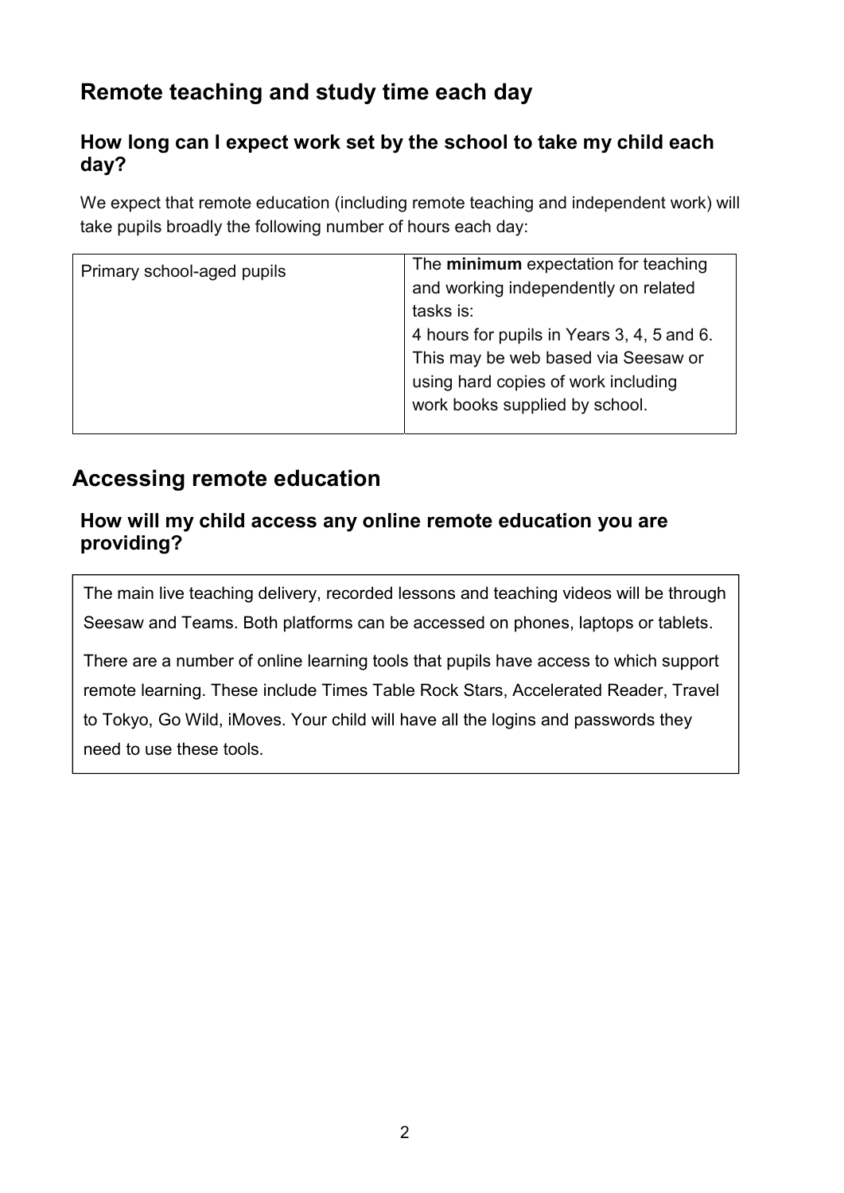## Remote teaching and study time each day

### How long can I expect work set by the school to take my child each day?

We expect that remote education (including remote teaching and independent work) will take pupils broadly the following number of hours each day:

| Primary school-aged pupils | The **minimum** expectation for teaching and working independently on related tasks is:<br>4 hours for pupils in Years 3, 4, 5 and 6.<br>This may be web based via Seesaw or using hard copies of work including work books supplied by school. |
|---|---|

## Accessing remote education

### How will my child access any online remote education you are providing?

The main live teaching delivery, recorded lessons and teaching videos will be through Seesaw and Teams. Both platforms can be accessed on phones, laptops or tablets.

There are a number of online learning tools that pupils have access to which support remote learning. These include Times Table Rock Stars, Accelerated Reader, Travel to Tokyo, Go Wild, iMoves. Your child will have all the logins and passwords they need to use these tools.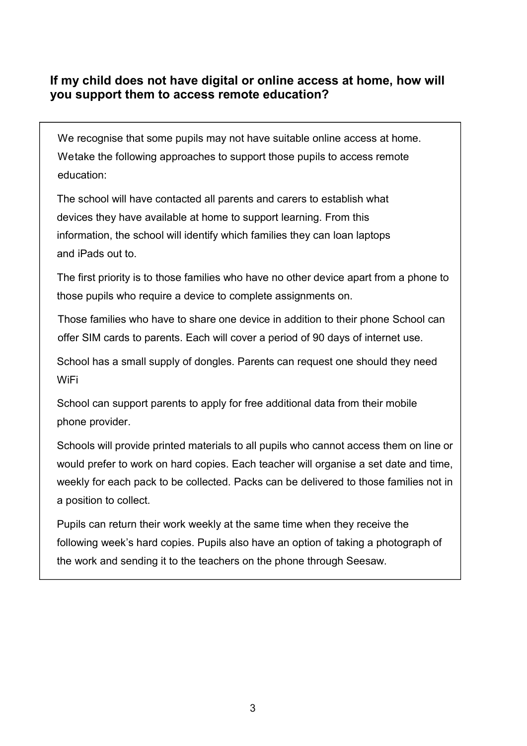**If my child does not have digital or online access at home, how will you support them to access remote education?**

We recognise that some pupils may not have suitable online access at home. Wetake the following approaches to support those pupils to access remote education:

The school will have contacted all parents and carers to establish what devices they have available at home to support learning. From this information, the school will identify which families they can loan laptops and iPads out to.

The first priority is to those families who have no other device apart from a phone to those pupils who require a device to complete assignments on.

Those families who have to share one device in addition to their phone School can offer SIM cards to parents. Each will cover a period of 90 days of internet use.

School has a small supply of dongles. Parents can request one should they need WiFi

School can support parents to apply for free additional data from their mobile phone provider.

Schools will provide printed materials to all pupils who cannot access them on line or would prefer to work on hard copies. Each teacher will organise a set date and time, weekly for each pack to be collected. Packs can be delivered to those families not in a position to collect.

Pupils can return their work weekly at the same time when they receive the following week's hard copies. Pupils also have an option of taking a photograph of the work and sending it to the teachers on the phone through Seesaw.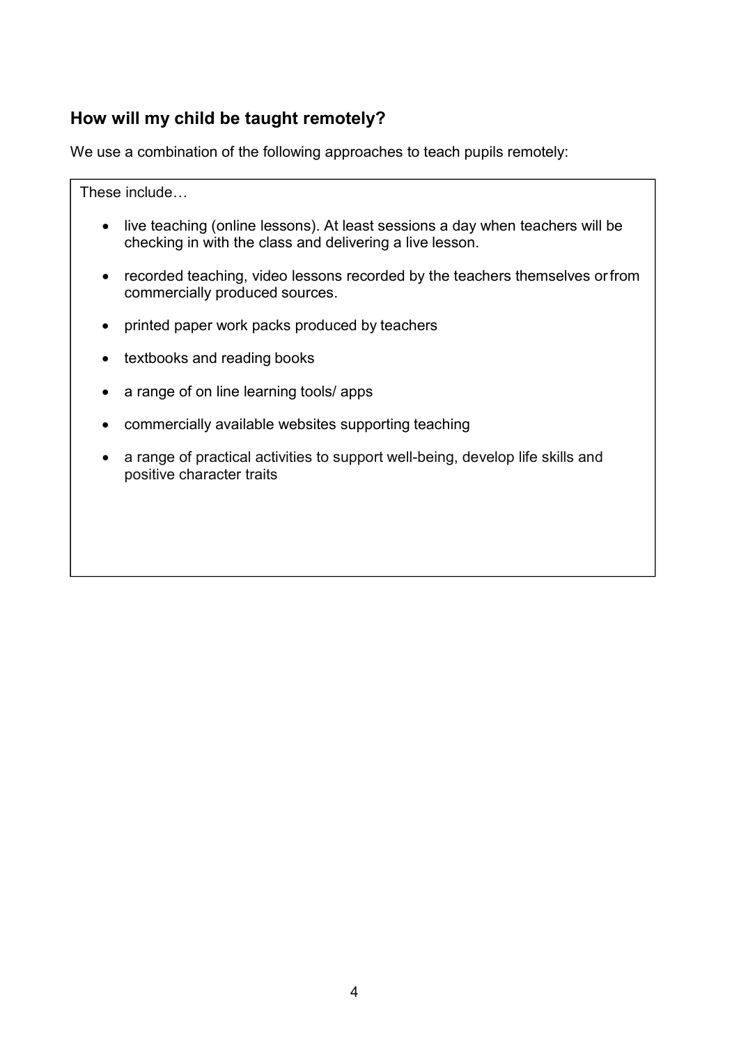## How will my child be taught remotely?

We use a combination of the following approaches to teach pupils remotely:

These include…

- live teaching (online lessons). At least sessions a day when teachers will be checking in with the class and delivering a live lesson.
- recorded teaching, video lessons recorded by the teachers themselves or from commercially produced sources.
- printed paper work packs produced by teachers
- textbooks and reading books
- a range of on line learning tools/ apps
- commercially available websites supporting teaching
- a range of practical activities to support well-being, develop life skills and positive character traits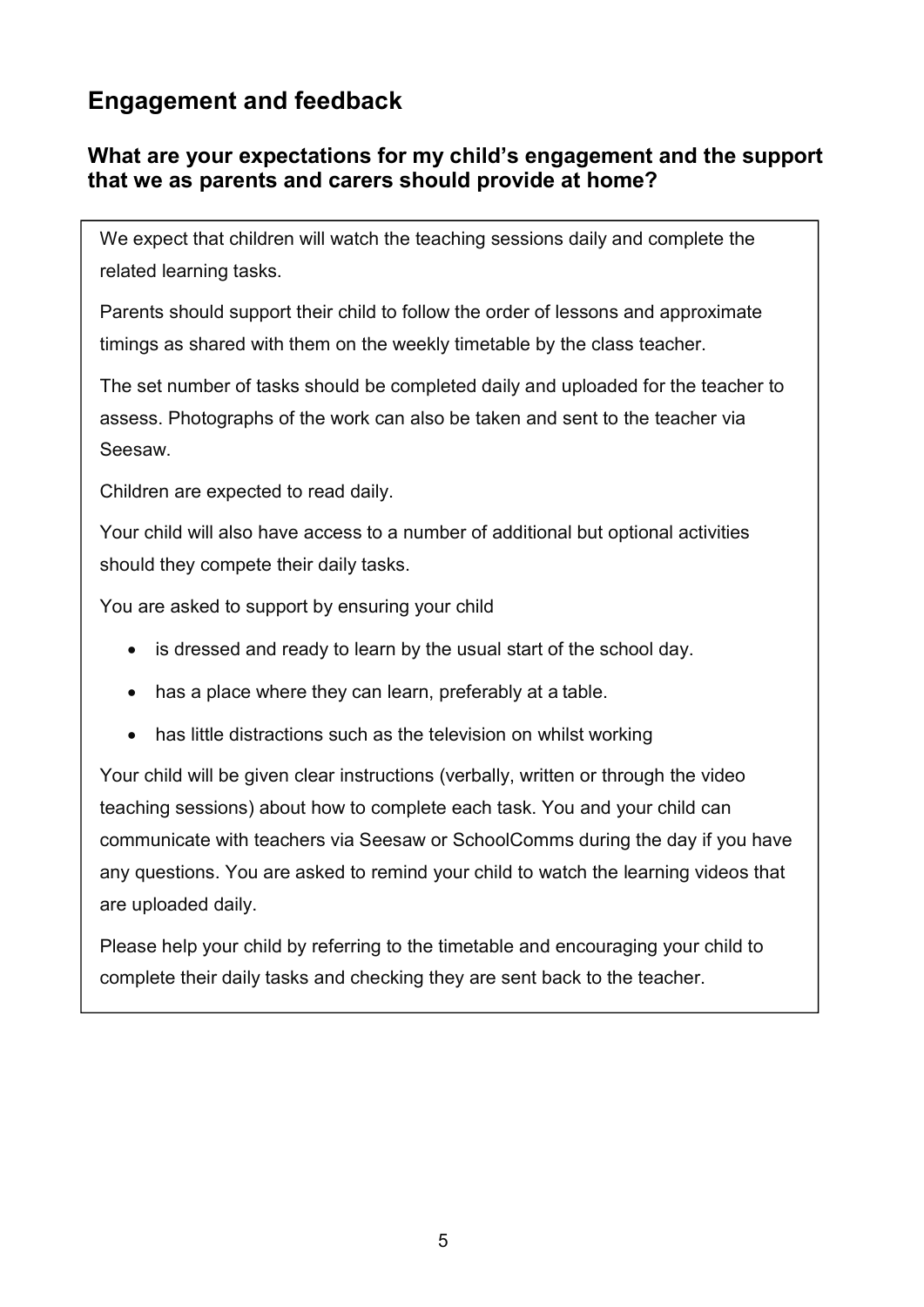## Engagement and feedback

### What are your expectations for my child's engagement and the support that we as parents and carers should provide at home?

We expect that children will watch the teaching sessions daily and complete the related learning tasks.

Parents should support their child to follow the order of lessons and approximate timings as shared with them on the weekly timetable by the class teacher.

The set number of tasks should be completed daily and uploaded for the teacher to assess. Photographs of the work can also be taken and sent to the teacher via Seesaw.

Children are expected to read daily.

Your child will also have access to a number of additional but optional activities should they compete their daily tasks.

You are asked to support by ensuring your child

- is dressed and ready to learn by the usual start of the school day.
- has a place where they can learn, preferably at a table.
- has little distractions such as the television on whilst working

Your child will be given clear instructions (verbally, written or through the video teaching sessions) about how to complete each task. You and your child can communicate with teachers via Seesaw or SchoolComms during the day if you have any questions. You are asked to remind your child to watch the learning videos that are uploaded daily.

Please help your child by referring to the timetable and encouraging your child to complete their daily tasks and checking they are sent back to the teacher.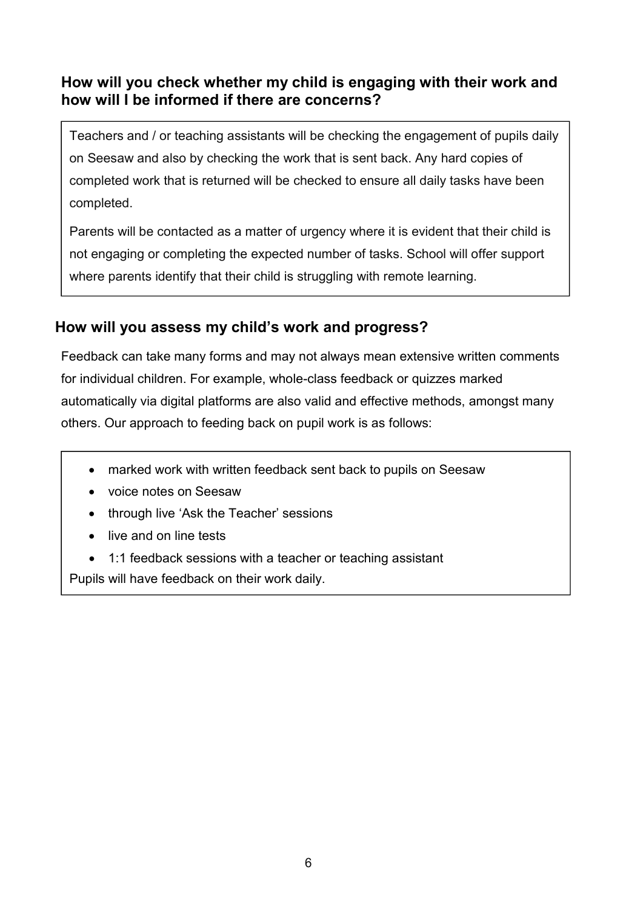### How will you check whether my child is engaging with their work and how will I be informed if there are concerns?

Teachers and / or teaching assistants will be checking the engagement of pupils daily on Seesaw and also by checking the work that is sent back. Any hard copies of completed work that is returned will be checked to ensure all daily tasks have been completed.

Parents will be contacted as a matter of urgency where it is evident that their child is not engaging or completing the expected number of tasks. School will offer support where parents identify that their child is struggling with remote learning.

### How will you assess my child's work and progress?

Feedback can take many forms and may not always mean extensive written comments for individual children. For example, whole-class feedback or quizzes marked automatically via digital platforms are also valid and effective methods, amongst many others. Our approach to feeding back on pupil work is as follows:

- marked work with written feedback sent back to pupils on Seesaw
- voice notes on Seesaw
- through live 'Ask the Teacher' sessions
- live and on line tests
- 1:1 feedback sessions with a teacher or teaching assistant

Pupils will have feedback on their work daily.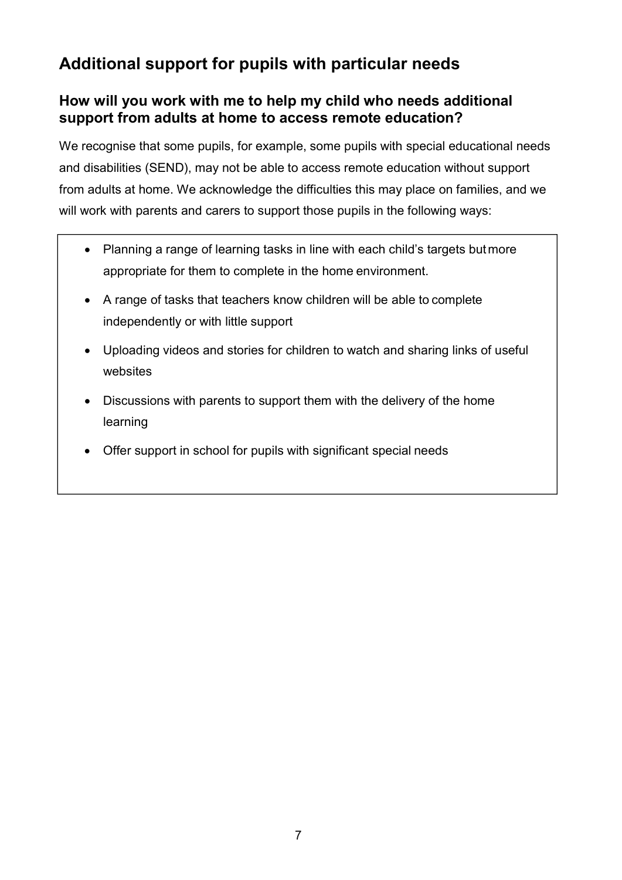## Additional support for pupils with particular needs

### How will you work with me to help my child who needs additional support from adults at home to access remote education?

We recognise that some pupils, for example, some pupils with special educational needs and disabilities (SEND), may not be able to access remote education without support from adults at home. We acknowledge the difficulties this may place on families, and we will work with parents and carers to support those pupils in the following ways:

- Planning a range of learning tasks in line with each child's targets but more appropriate for them to complete in the home environment.
- A range of tasks that teachers know children will be able to complete independently or with little support
- Uploading videos and stories for children to watch and sharing links of useful websites
- Discussions with parents to support them with the delivery of the home learning
- Offer support in school for pupils with significant special needs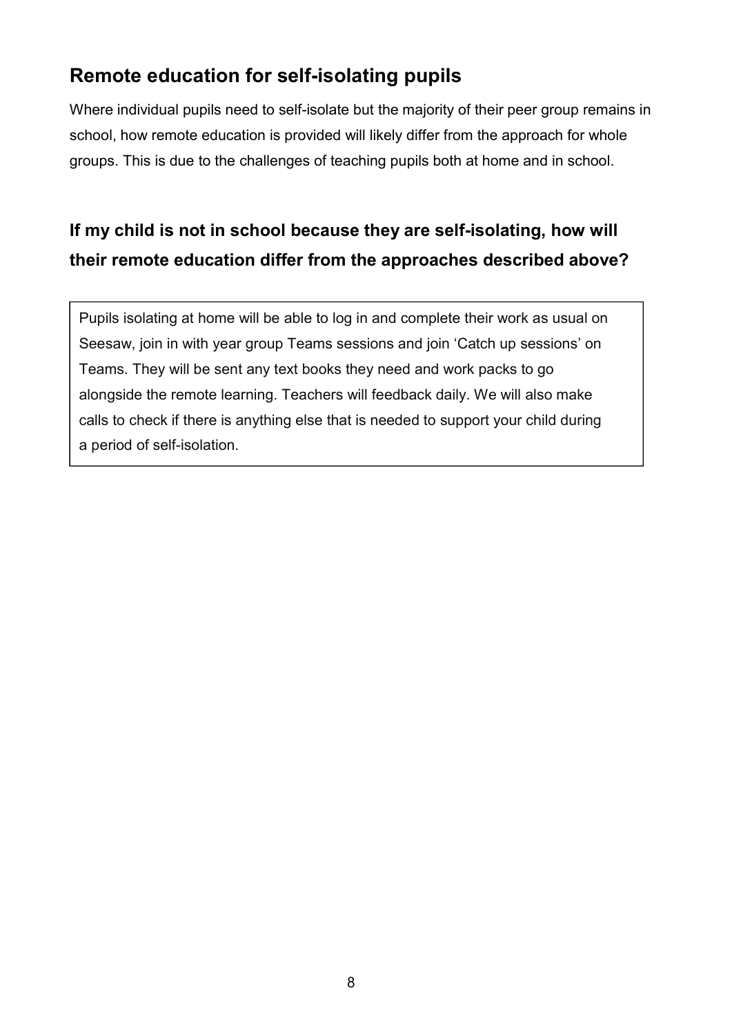## Remote education for self-isolating pupils

Where individual pupils need to self-isolate but the majority of their peer group remains in school, how remote education is provided will likely differ from the approach for whole groups. This is due to the challenges of teaching pupils both at home and in school.

### If my child is not in school because they are self-isolating, how will their remote education differ from the approaches described above?

Pupils isolating at home will be able to log in and complete their work as usual on Seesaw, join in with year group Teams sessions and join 'Catch up sessions' on Teams. They will be sent any text books they need and work packs to go alongside the remote learning. Teachers will feedback daily. We will also make calls to check if there is anything else that is needed to support your child during a period of self-isolation.